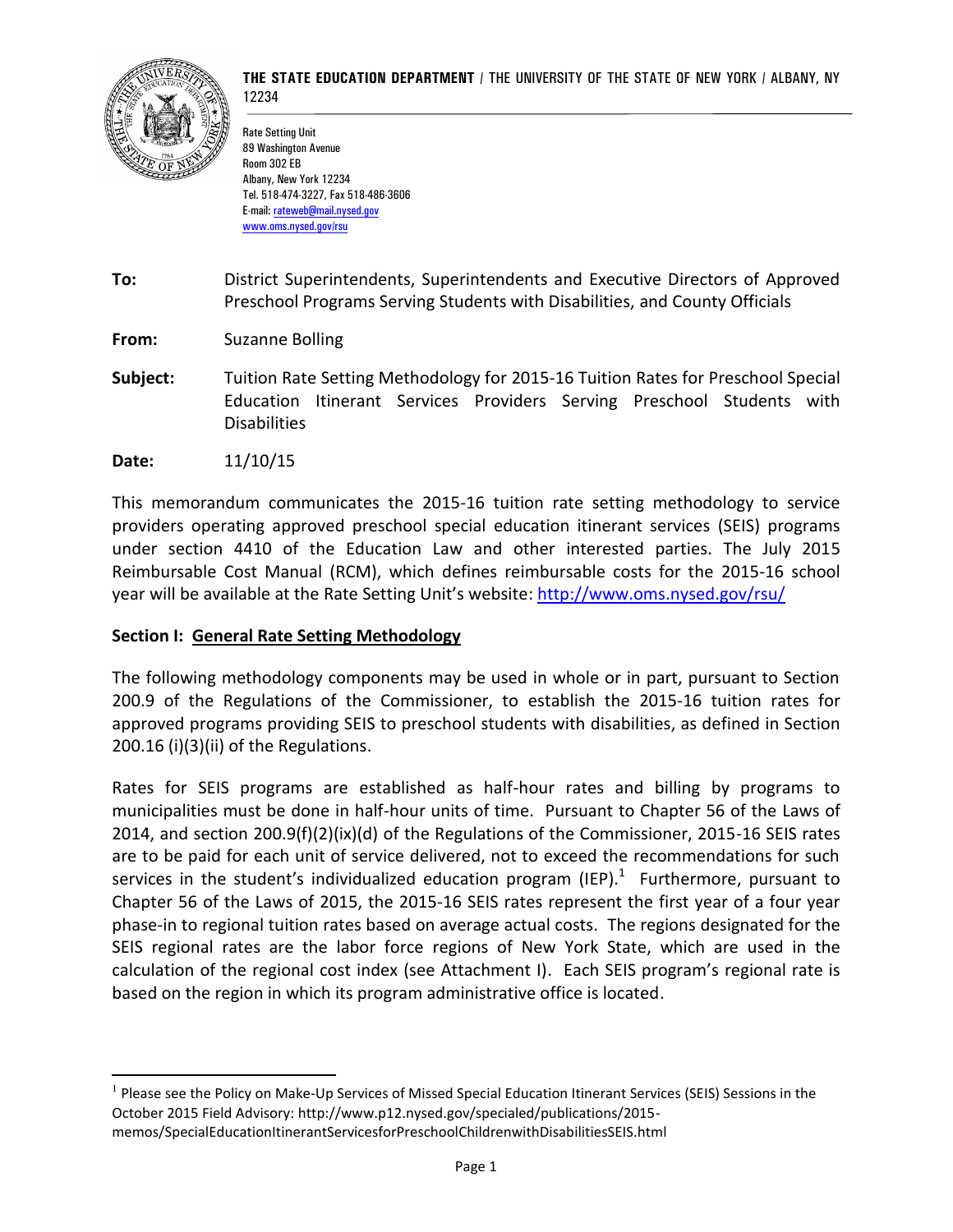**THE STATE EDUCATION DEPARTMENT** / THE UNIVERSITY OF THE STATE OF NEW YORK / ALBANY, NY 12234

Rate Setting Unit
89 Washington Avenue
Room 302 EB
Albany, New York 12234
Tel. 518-474-3227, Fax 518-486-3606
E-mail: rateweb@mail.nysed.gov
www.oms.nysed.gov/rsu

**To:** District Superintendents, Superintendents and Executive Directors of Approved Preschool Programs Serving Students with Disabilities, and County Officials

**From:** Suzanne Bolling

**Subject:** Tuition Rate Setting Methodology for 2015-16 Tuition Rates for Preschool Special Education Itinerant Services Providers Serving Preschool Students with Disabilities

**Date:** 11/10/15

This memorandum communicates the 2015-16 tuition rate setting methodology to service providers operating approved preschool special education itinerant services (SEIS) programs under section 4410 of the Education Law and other interested parties. The July 2015 Reimbursable Cost Manual (RCM), which defines reimbursable costs for the 2015-16 school year will be available at the Rate Setting Unit's website: http://www.oms.nysed.gov/rsu/

**Section I: General Rate Setting Methodology**

The following methodology components may be used in whole or in part, pursuant to Section 200.9 of the Regulations of the Commissioner, to establish the 2015-16 tuition rates for approved programs providing SEIS to preschool students with disabilities, as defined in Section 200.16 (i)(3)(ii) of the Regulations.

Rates for SEIS programs are established as half-hour rates and billing by programs to municipalities must be done in half-hour units of time. Pursuant to Chapter 56 of the Laws of 2014, and section 200.9(f)(2)(ix)(d) of the Regulations of the Commissioner, 2015-16 SEIS rates are to be paid for each unit of service delivered, not to exceed the recommendations for such services in the student's individualized education program (IEP).[1] Furthermore, pursuant to Chapter 56 of the Laws of 2015, the 2015-16 SEIS rates represent the first year of a four year phase-in to regional tuition rates based on average actual costs. The regions designated for the SEIS regional rates are the labor force regions of New York State, which are used in the calculation of the regional cost index (see Attachment I). Each SEIS program's regional rate is based on the region in which its program administrative office is located.

[1] Please see the Policy on Make-Up Services of Missed Special Education Itinerant Services (SEIS) Sessions in the October 2015 Field Advisory: http://www.p12.nysed.gov/specialed/publications/2015-memos/SpecialEducationItinerantServicesforPreschoolChildrenwithDisabilitiesSEIS.html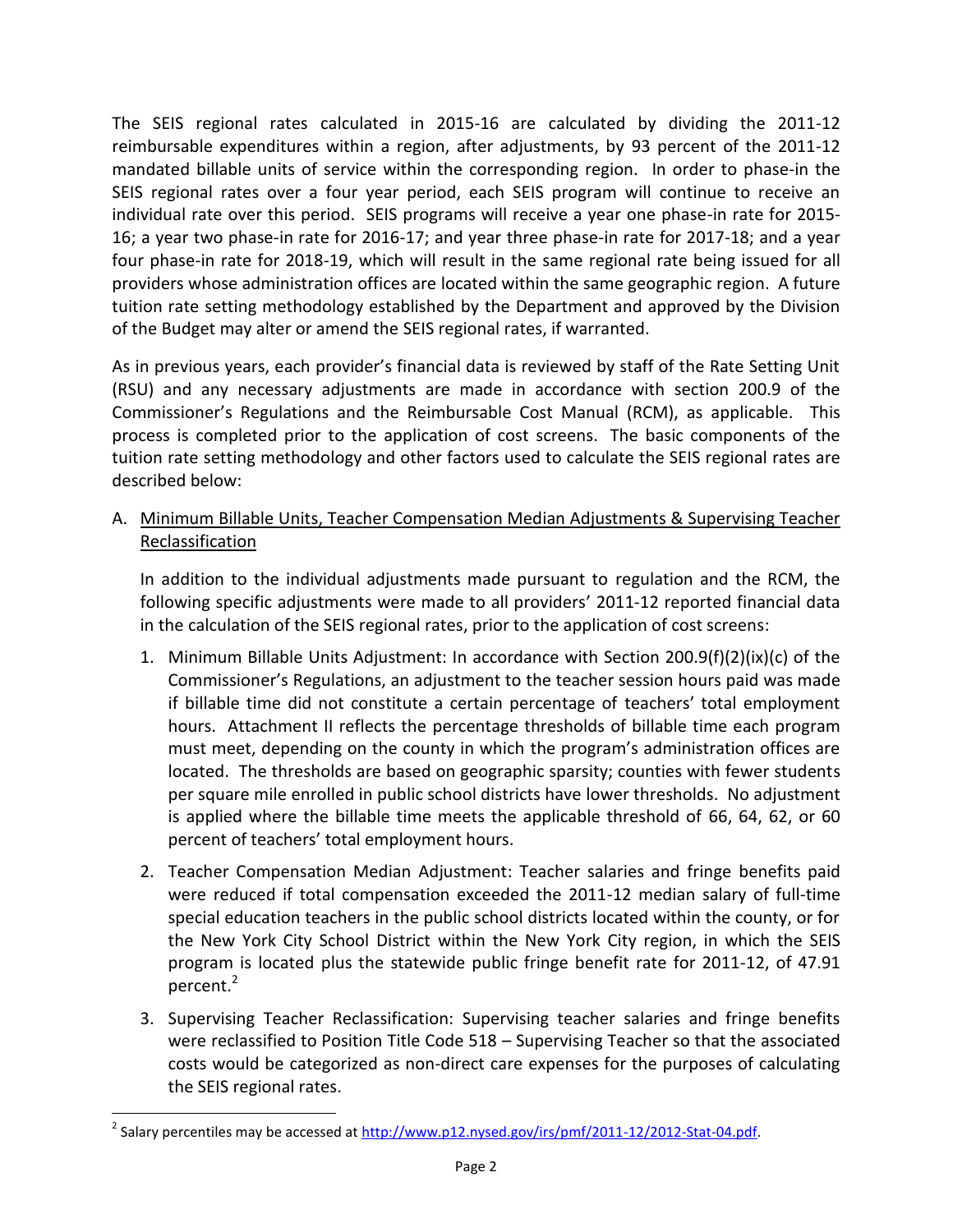The SEIS regional rates calculated in 2015-16 are calculated by dividing the 2011-12 reimbursable expenditures within a region, after adjustments, by 93 percent of the 2011-12 mandated billable units of service within the corresponding region. In order to phase-in the SEIS regional rates over a four year period, each SEIS program will continue to receive an individual rate over this period. SEIS programs will receive a year one phase-in rate for 2015-16; a year two phase-in rate for 2016-17; and year three phase-in rate for 2017-18; and a year four phase-in rate for 2018-19, which will result in the same regional rate being issued for all providers whose administration offices are located within the same geographic region. A future tuition rate setting methodology established by the Department and approved by the Division of the Budget may alter or amend the SEIS regional rates, if warranted.

As in previous years, each provider's financial data is reviewed by staff of the Rate Setting Unit (RSU) and any necessary adjustments are made in accordance with section 200.9 of the Commissioner's Regulations and the Reimbursable Cost Manual (RCM), as applicable. This process is completed prior to the application of cost screens. The basic components of the tuition rate setting methodology and other factors used to calculate the SEIS regional rates are described below:

A. <u>Minimum Billable Units, Teacher Compensation Median Adjustments & Supervising Teacher Reclassification</u>

In addition to the individual adjustments made pursuant to regulation and the RCM, the following specific adjustments were made to all providers' 2011-12 reported financial data in the calculation of the SEIS regional rates, prior to the application of cost screens:

1. Minimum Billable Units Adjustment: In accordance with Section 200.9(f)(2)(ix)(c) of the Commissioner's Regulations, an adjustment to the teacher session hours paid was made if billable time did not constitute a certain percentage of teachers' total employment hours. Attachment II reflects the percentage thresholds of billable time each program must meet, depending on the county in which the program's administration offices are located. The thresholds are based on geographic sparsity; counties with fewer students per square mile enrolled in public school districts have lower thresholds. No adjustment is applied where the billable time meets the applicable threshold of 66, 64, 62, or 60 percent of teachers' total employment hours.

2. Teacher Compensation Median Adjustment: Teacher salaries and fringe benefits paid were reduced if total compensation exceeded the 2011-12 median salary of full-time special education teachers in the public school districts located within the county, or for the New York City School District within the New York City region, in which the SEIS program is located plus the statewide public fringe benefit rate for 2011-12, of 47.91 percent.[2]

3. Supervising Teacher Reclassification: Supervising teacher salaries and fringe benefits were reclassified to Position Title Code 518 – Supervising Teacher so that the associated costs would be categorized as non-direct care expenses for the purposes of calculating the SEIS regional rates.

---

[2] Salary percentiles may be accessed at http://www.p12.nysed.gov/irs/pmf/2011-12/2012-Stat-04.pdf.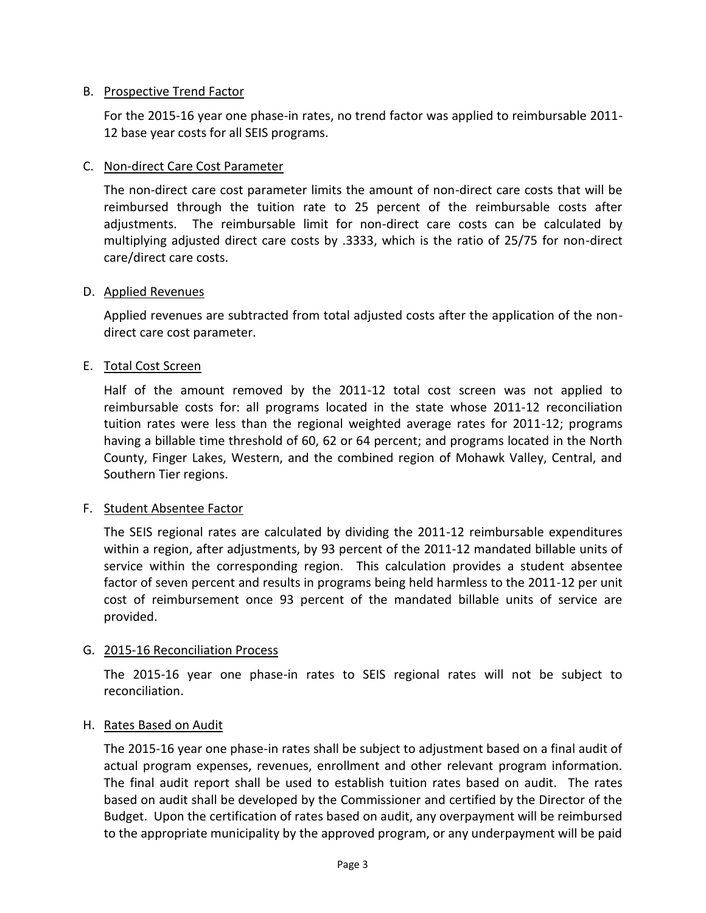B. Prospective Trend Factor

For the 2015-16 year one phase-in rates, no trend factor was applied to reimbursable 2011-12 base year costs for all SEIS programs.

C. Non-direct Care Cost Parameter

The non-direct care cost parameter limits the amount of non-direct care costs that will be reimbursed through the tuition rate to 25 percent of the reimbursable costs after adjustments. The reimbursable limit for non-direct care costs can be calculated by multiplying adjusted direct care costs by .3333, which is the ratio of 25/75 for non-direct care/direct care costs.

D. Applied Revenues

Applied revenues are subtracted from total adjusted costs after the application of the non-direct care cost parameter.

E. Total Cost Screen

Half of the amount removed by the 2011-12 total cost screen was not applied to reimbursable costs for: all programs located in the state whose 2011-12 reconciliation tuition rates were less than the regional weighted average rates for 2011-12; programs having a billable time threshold of 60, 62 or 64 percent; and programs located in the North County, Finger Lakes, Western, and the combined region of Mohawk Valley, Central, and Southern Tier regions.

F. Student Absentee Factor

The SEIS regional rates are calculated by dividing the 2011-12 reimbursable expenditures within a region, after adjustments, by 93 percent of the 2011-12 mandated billable units of service within the corresponding region. This calculation provides a student absentee factor of seven percent and results in programs being held harmless to the 2011-12 per unit cost of reimbursement once 93 percent of the mandated billable units of service are provided.

G. 2015-16 Reconciliation Process

The 2015-16 year one phase-in rates to SEIS regional rates will not be subject to reconciliation.

H. Rates Based on Audit

The 2015-16 year one phase-in rates shall be subject to adjustment based on a final audit of actual program expenses, revenues, enrollment and other relevant program information. The final audit report shall be used to establish tuition rates based on audit. The rates based on audit shall be developed by the Commissioner and certified by the Director of the Budget. Upon the certification of rates based on audit, any overpayment will be reimbursed to the appropriate municipality by the approved program, or any underpayment will be paid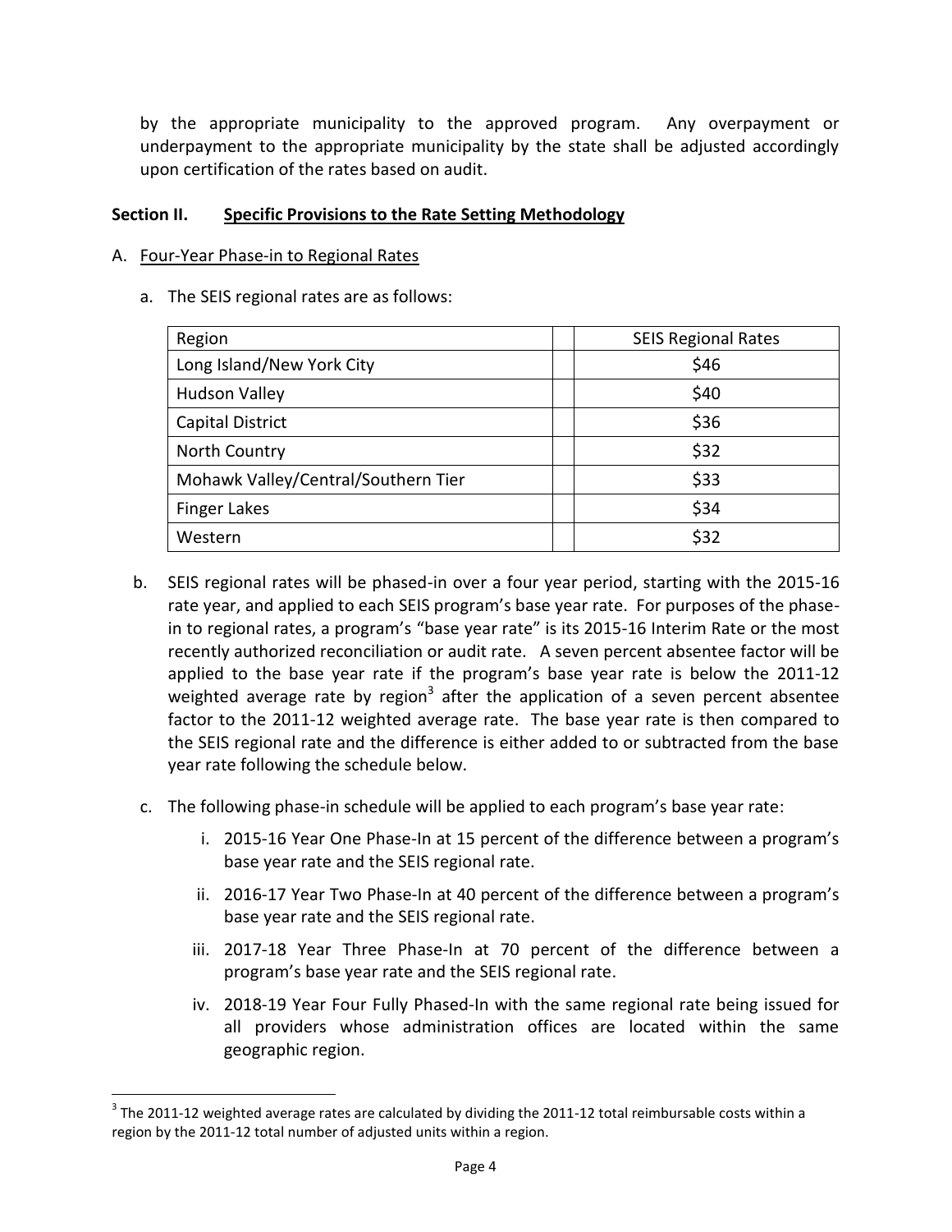by the appropriate municipality to the approved program. Any overpayment or underpayment to the appropriate municipality by the state shall be adjusted accordingly upon certification of the rates based on audit.

**Section II. <u>Specific Provisions to the Rate Setting Methodology</u>**

A. <u>Four-Year Phase-in to Regional Rates</u>

a. The SEIS regional rates are as follows:

| Region | | SEIS Regional Rates |
|---|---|---|
| Long Island/New York City | | $46 |
| Hudson Valley | | $40 |
| Capital District | | $36 |
| North Country | | $32 |
| Mohawk Valley/Central/Southern Tier | | $33 |
| Finger Lakes | | $34 |
| Western | | $32 |

b. SEIS regional rates will be phased-in over a four year period, starting with the 2015-16 rate year, and applied to each SEIS program's base year rate. For purposes of the phase-in to regional rates, a program's "base year rate" is its 2015-16 Interim Rate or the most recently authorized reconciliation or audit rate. A seven percent absentee factor will be applied to the base year rate if the program's base year rate is below the 2011-12 weighted average rate by region[3] after the application of a seven percent absentee factor to the 2011-12 weighted average rate. The base year rate is then compared to the SEIS regional rate and the difference is either added to or subtracted from the base year rate following the schedule below.

c. The following phase-in schedule will be applied to each program's base year rate:

   i. 2015-16 Year One Phase-In at 15 percent of the difference between a program's base year rate and the SEIS regional rate.

   ii. 2016-17 Year Two Phase-In at 40 percent of the difference between a program's base year rate and the SEIS regional rate.

   iii. 2017-18 Year Three Phase-In at 70 percent of the difference between a program's base year rate and the SEIS regional rate.

   iv. 2018-19 Year Four Fully Phased-In with the same regional rate being issued for all providers whose administration offices are located within the same geographic region.

[3] The 2011-12 weighted average rates are calculated by dividing the 2011-12 total reimbursable costs within a region by the 2011-12 total number of adjusted units within a region.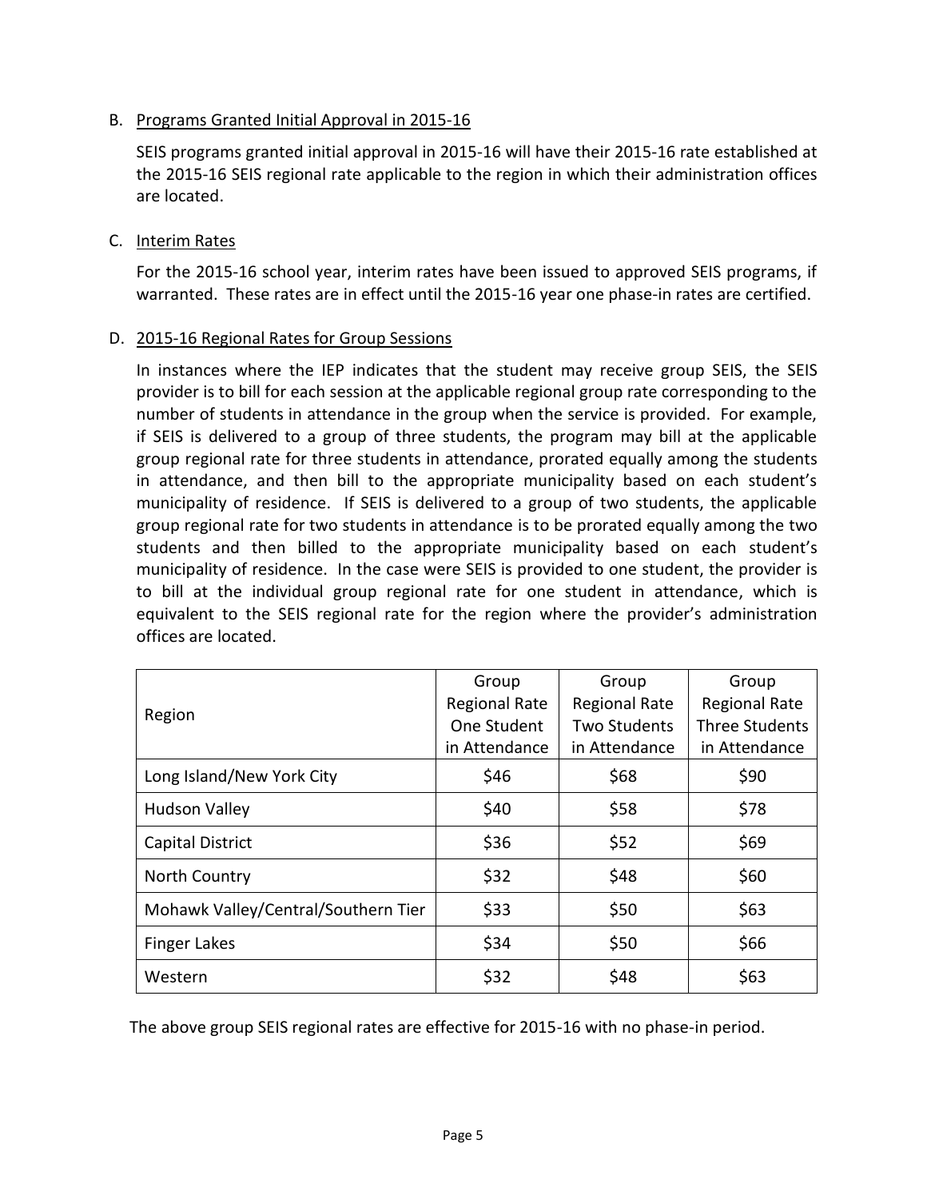B. Programs Granted Initial Approval in 2015-16

SEIS programs granted initial approval in 2015-16 will have their 2015-16 rate established at the 2015-16 SEIS regional rate applicable to the region in which their administration offices are located.

C. Interim Rates

For the 2015-16 school year, interim rates have been issued to approved SEIS programs, if warranted. These rates are in effect until the 2015-16 year one phase-in rates are certified.

D. 2015-16 Regional Rates for Group Sessions

In instances where the IEP indicates that the student may receive group SEIS, the SEIS provider is to bill for each session at the applicable regional group rate corresponding to the number of students in attendance in the group when the service is provided. For example, if SEIS is delivered to a group of three students, the program may bill at the applicable group regional rate for three students in attendance, prorated equally among the students in attendance, and then bill to the appropriate municipality based on each student's municipality of residence. If SEIS is delivered to a group of two students, the applicable group regional rate for two students in attendance is to be prorated equally among the two students and then billed to the appropriate municipality based on each student's municipality of residence. In the case were SEIS is provided to one student, the provider is to bill at the individual group regional rate for one student in attendance, which is equivalent to the SEIS regional rate for the region where the provider's administration offices are located.

| Region | Group Regional Rate One Student in Attendance | Group Regional Rate Two Students in Attendance | Group Regional Rate Three Students in Attendance |
|---|---|---|---|
| Long Island/New York City | $46 | $68 | $90 |
| Hudson Valley | $40 | $58 | $78 |
| Capital District | $36 | $52 | $69 |
| North Country | $32 | $48 | $60 |
| Mohawk Valley/Central/Southern Tier | $33 | $50 | $63 |
| Finger Lakes | $34 | $50 | $66 |
| Western | $32 | $48 | $63 |

The above group SEIS regional rates are effective for 2015-16 with no phase-in period.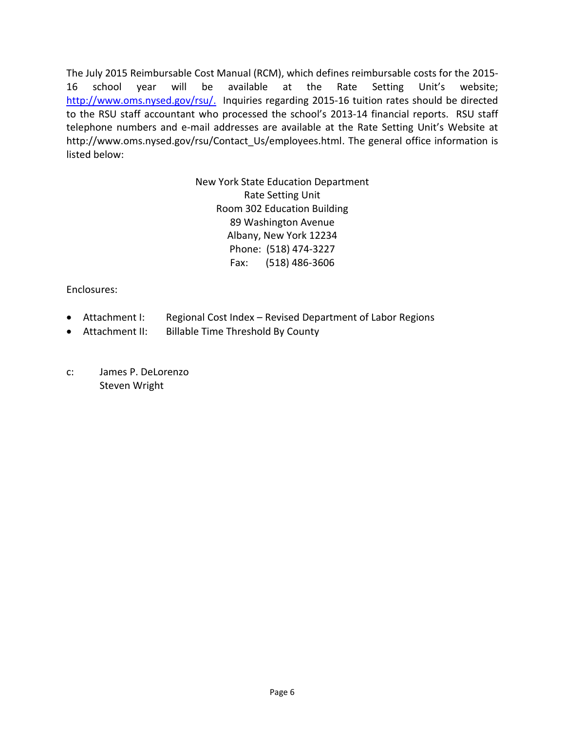The July 2015 Reimbursable Cost Manual (RCM), which defines reimbursable costs for the 2015-16 school year will be available at the Rate Setting Unit's website; [http://www.oms.nysed.gov/rsu/.](http://www.oms.nysed.gov/rsu/) Inquiries regarding 2015-16 tuition rates should be directed to the RSU staff accountant who processed the school's 2013-14 financial reports. RSU staff telephone numbers and e-mail addresses are available at the Rate Setting Unit's Website at http://www.oms.nysed.gov/rsu/Contact_Us/employees.html. The general office information is listed below:

New York State Education Department
Rate Setting Unit
Room 302 Education Building
89 Washington Avenue
Albany, New York 12234
Phone: (518) 474-3227
Fax: (518) 486-3606

Enclosures:

- Attachment I: Regional Cost Index – Revised Department of Labor Regions
- Attachment II: Billable Time Threshold By County

c: James P. DeLorenzo
Steven Wright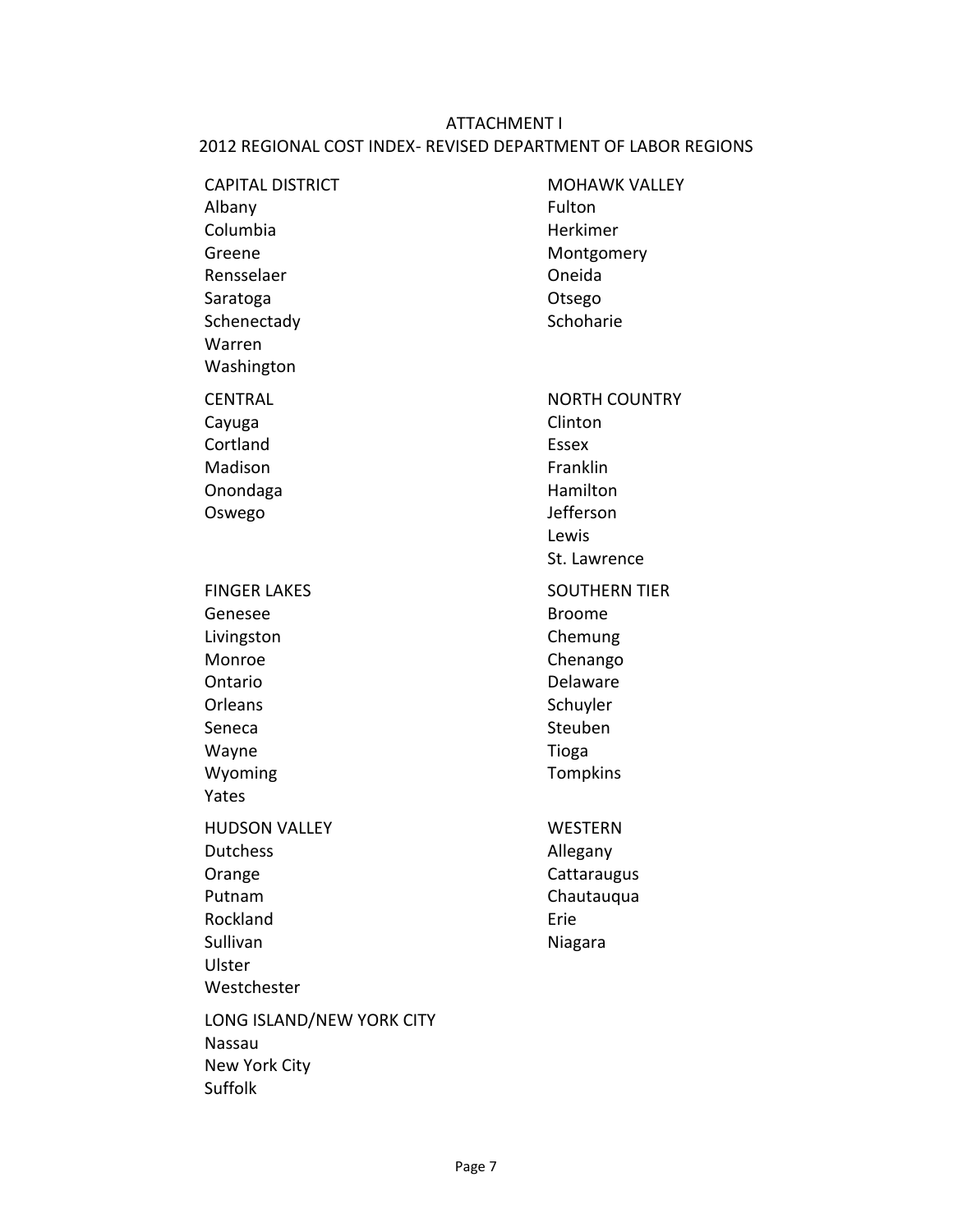# ATTACHMENT I

## 2012 REGIONAL COST INDEX- REVISED DEPARTMENT OF LABOR REGIONS

**CAPITAL DISTRICT**
Albany
Columbia
Greene
Rensselaer
Saratoga
Schenectady
Warren
Washington

**CENTRAL**
Cayuga
Cortland
Madison
Onondaga
Oswego

**FINGER LAKES**
Genesee
Livingston
Monroe
Ontario
Orleans
Seneca
Wayne
Wyoming
Yates

**HUDSON VALLEY**
Dutchess
Orange
Putnam
Rockland
Sullivan
Ulster
Westchester

**LONG ISLAND/NEW YORK CITY**
Nassau
New York City
Suffolk

**MOHAWK VALLEY**
Fulton
Herkimer
Montgomery
Oneida
Otsego
Schoharie

**NORTH COUNTRY**
Clinton
Essex
Franklin
Hamilton
Jefferson
Lewis
St. Lawrence

**SOUTHERN TIER**
Broome
Chemung
Chenango
Delaware
Schuyler
Steuben
Tioga
Tompkins

**WESTERN**
Allegany
Cattaraugus
Chautauqua
Erie
Niagara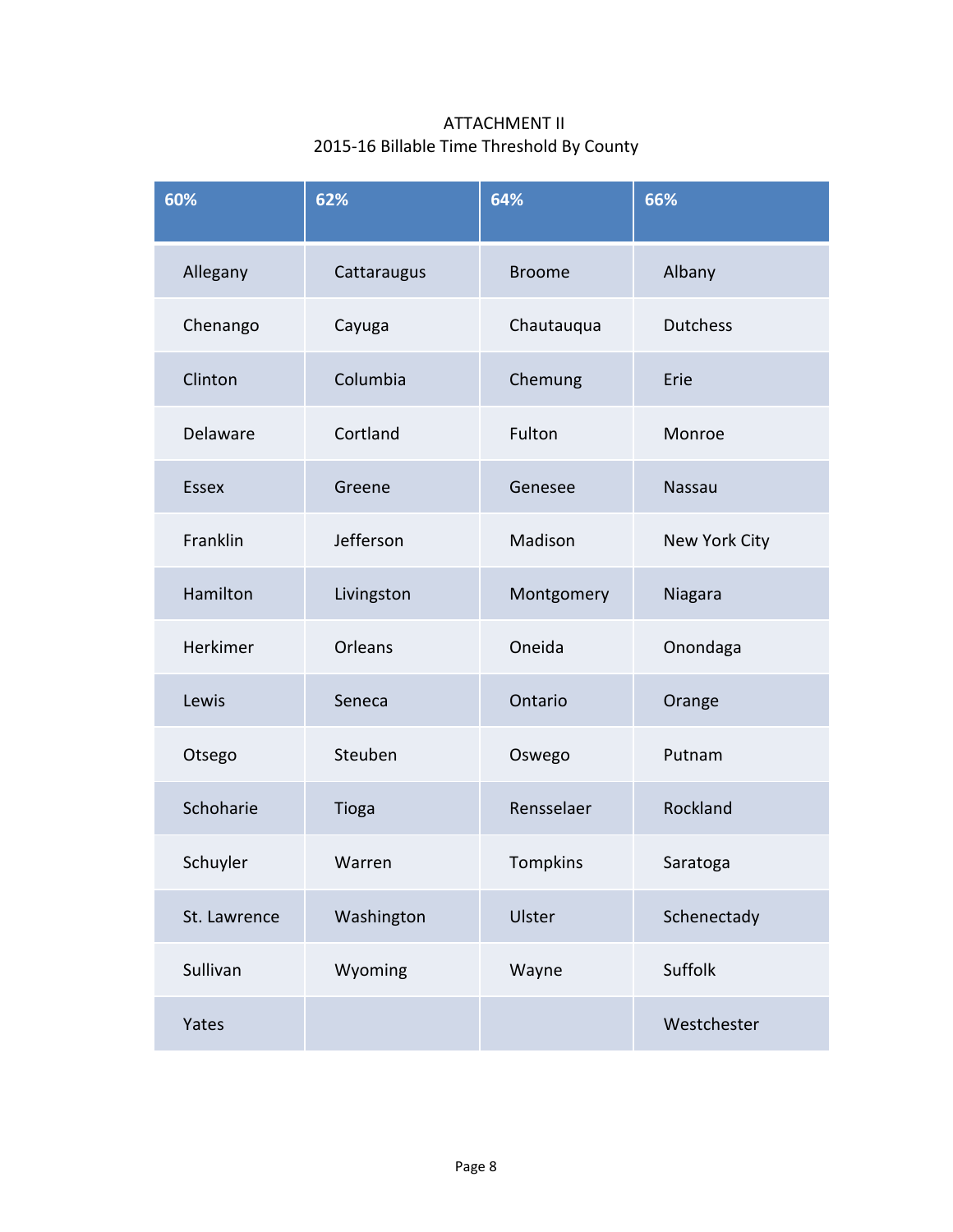ATTACHMENT II
2015-16 Billable Time Threshold By County

| 60% | 62% | 64% | 66% |
|---|---|---|---|
| Allegany | Cattaraugus | Broome | Albany |
| Chenango | Cayuga | Chautauqua | Dutchess |
| Clinton | Columbia | Chemung | Erie |
| Delaware | Cortland | Fulton | Monroe |
| Essex | Greene | Genesee | Nassau |
| Franklin | Jefferson | Madison | New York City |
| Hamilton | Livingston | Montgomery | Niagara |
| Herkimer | Orleans | Oneida | Onondaga |
| Lewis | Seneca | Ontario | Orange |
| Otsego | Steuben | Oswego | Putnam |
| Schoharie | Tioga | Rensselaer | Rockland |
| Schuyler | Warren | Tompkins | Saratoga |
| St. Lawrence | Washington | Ulster | Schenectady |
| Sullivan | Wyoming | Wayne | Suffolk |
| Yates | | | Westchester |